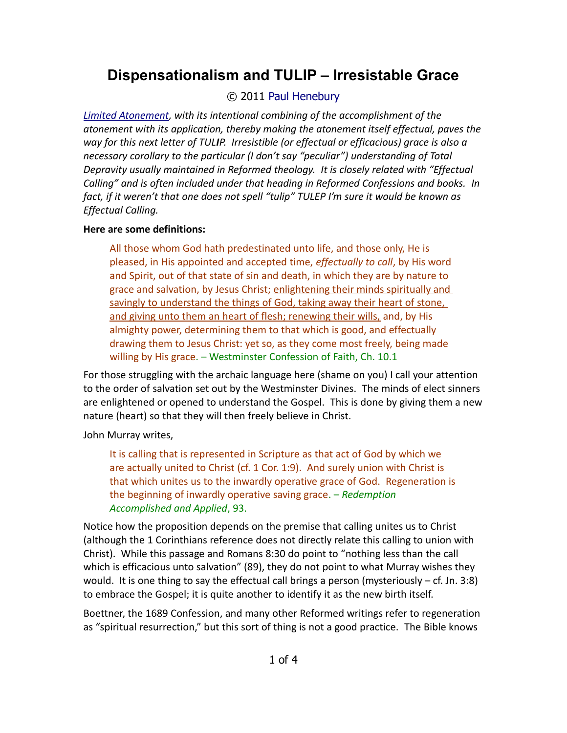# Dispensationalism and TULIP – Irresistable Grace

© 2011 Paul Henebury

*Limited Atonement, with its intentional combining of the accomplishment of the atonement with its application, thereby making the atonement itself effectual, paves the way for this next letter of TULIP. Irresistible (or effectual or efficacious) grace is also a necessary corollary to the particular (I don't say "peculiar") understanding of Total Depravity usually maintained in Reformed theology. It is closely related with "Effectual Calling" and is often included under that heading in Reformed Confessions and books. In fact, if it weren't that one does not spell "tulip" TULEP I'm sure it would be known as Effectual Calling.*

**Here are some definitions:**

> All those whom God hath predestinated unto life, and those only, He is pleased, in His appointed and accepted time, *effectually to call*, by His word and Spirit, out of that state of sin and death, in which they are by nature to grace and salvation, by Jesus Christ; enlightening their minds spiritually and savingly to understand the things of God, taking away their heart of stone, and giving unto them an heart of flesh; renewing their wills, and, by His almighty power, determining them to that which is good, and effectually drawing them to Jesus Christ: yet so, as they come most freely, being made willing by His grace. – Westminster Confession of Faith, Ch. 10.1

For those struggling with the archaic language here (shame on you) I call your attention to the order of salvation set out by the Westminster Divines. The minds of elect sinners are enlightened or opened to understand the Gospel. This is done by giving them a new nature (heart) so that they will then freely believe in Christ.

John Murray writes,

> It is calling that is represented in Scripture as that act of God by which we are actually united to Christ (cf. 1 Cor. 1:9). And surely union with Christ is that which unites us to the inwardly operative grace of God. Regeneration is the beginning of inwardly operative saving grace. – *Redemption Accomplished and Applied*, 93.

Notice how the proposition depends on the premise that calling unites us to Christ (although the 1 Corinthians reference does not directly relate this calling to union with Christ). While this passage and Romans 8:30 do point to "nothing less than the call which is efficacious unto salvation" (89), they do not point to what Murray wishes they would. It is one thing to say the effectual call brings a person (mysteriously – cf. Jn. 3:8) to embrace the Gospel; it is quite another to identify it as the new birth itself.

Boettner, the 1689 Confession, and many other Reformed writings refer to regeneration as "spiritual resurrection," but this sort of thing is not a good practice. The Bible knows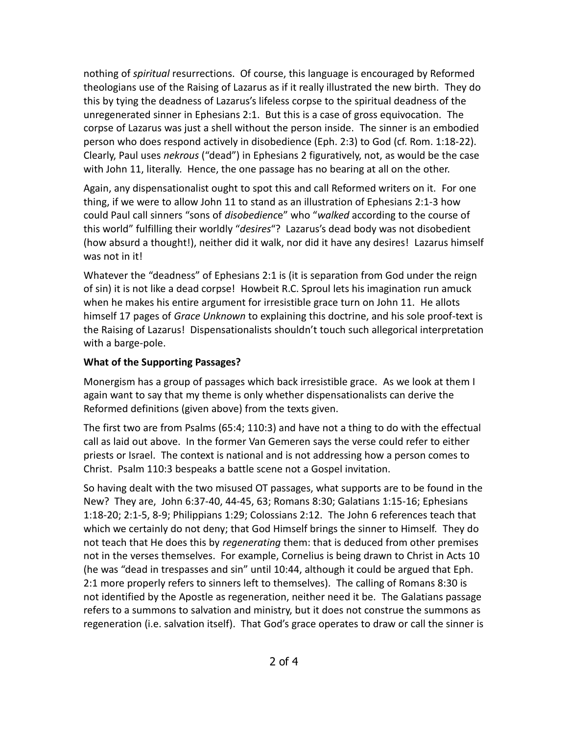nothing of *spiritual* resurrections. Of course, this language is encouraged by Reformed theologians use of the Raising of Lazarus as if it really illustrated the new birth. They do this by tying the deadness of Lazarus's lifeless corpse to the spiritual deadness of the unregenerated sinner in Ephesians 2:1. But this is a case of gross equivocation. The corpse of Lazarus was just a shell without the person inside. The sinner is an embodied person who does respond actively in disobedience (Eph. 2:3) to God (cf. Rom. 1:18-22). Clearly, Paul uses *nekrous* ("dead") in Ephesians 2 figuratively, not, as would be the case with John 11, literally. Hence, the one passage has no bearing at all on the other.

Again, any dispensationalist ought to spot this and call Reformed writers on it. For one thing, if we were to allow John 11 to stand as an illustration of Ephesians 2:1-3 how could Paul call sinners "sons of *disobedience*" who "*walked* according to the course of this world" fulfilling their worldly "*desires*"? Lazarus's dead body was not disobedient (how absurd a thought!), neither did it walk, nor did it have any desires! Lazarus himself was not in it!

Whatever the "deadness" of Ephesians 2:1 is (it is separation from God under the reign of sin) it is not like a dead corpse! Howbeit R.C. Sproul lets his imagination run amuck when he makes his entire argument for irresistible grace turn on John 11. He allots himself 17 pages of *Grace Unknown* to explaining this doctrine, and his sole proof-text is the Raising of Lazarus! Dispensationalists shouldn't touch such allegorical interpretation with a barge-pole.

**What of the Supporting Passages?**

Monergism has a group of passages which back irresistible grace. As we look at them I again want to say that my theme is only whether dispensationalists can derive the Reformed definitions (given above) from the texts given.

The first two are from Psalms (65:4; 110:3) and have not a thing to do with the effectual call as laid out above. In the former Van Gemeren says the verse could refer to either priests or Israel. The context is national and is not addressing how a person comes to Christ. Psalm 110:3 bespeaks a battle scene not a Gospel invitation.

So having dealt with the two misused OT passages, what supports are to be found in the New? They are, John 6:37-40, 44-45, 63; Romans 8:30; Galatians 1:15-16; Ephesians 1:18-20; 2:1-5, 8-9; Philippians 1:29; Colossians 2:12. The John 6 references teach that which we certainly do not deny; that God Himself brings the sinner to Himself. They do not teach that He does this by *regenerating* them: that is deduced from other premises not in the verses themselves. For example, Cornelius is being drawn to Christ in Acts 10 (he was "dead in trespasses and sin" until 10:44, although it could be argued that Eph. 2:1 more properly refers to sinners left to themselves). The calling of Romans 8:30 is not identified by the Apostle as regeneration, neither need it be. The Galatians passage refers to a summons to salvation and ministry, but it does not construe the summons as regeneration (i.e. salvation itself). That God's grace operates to draw or call the sinner is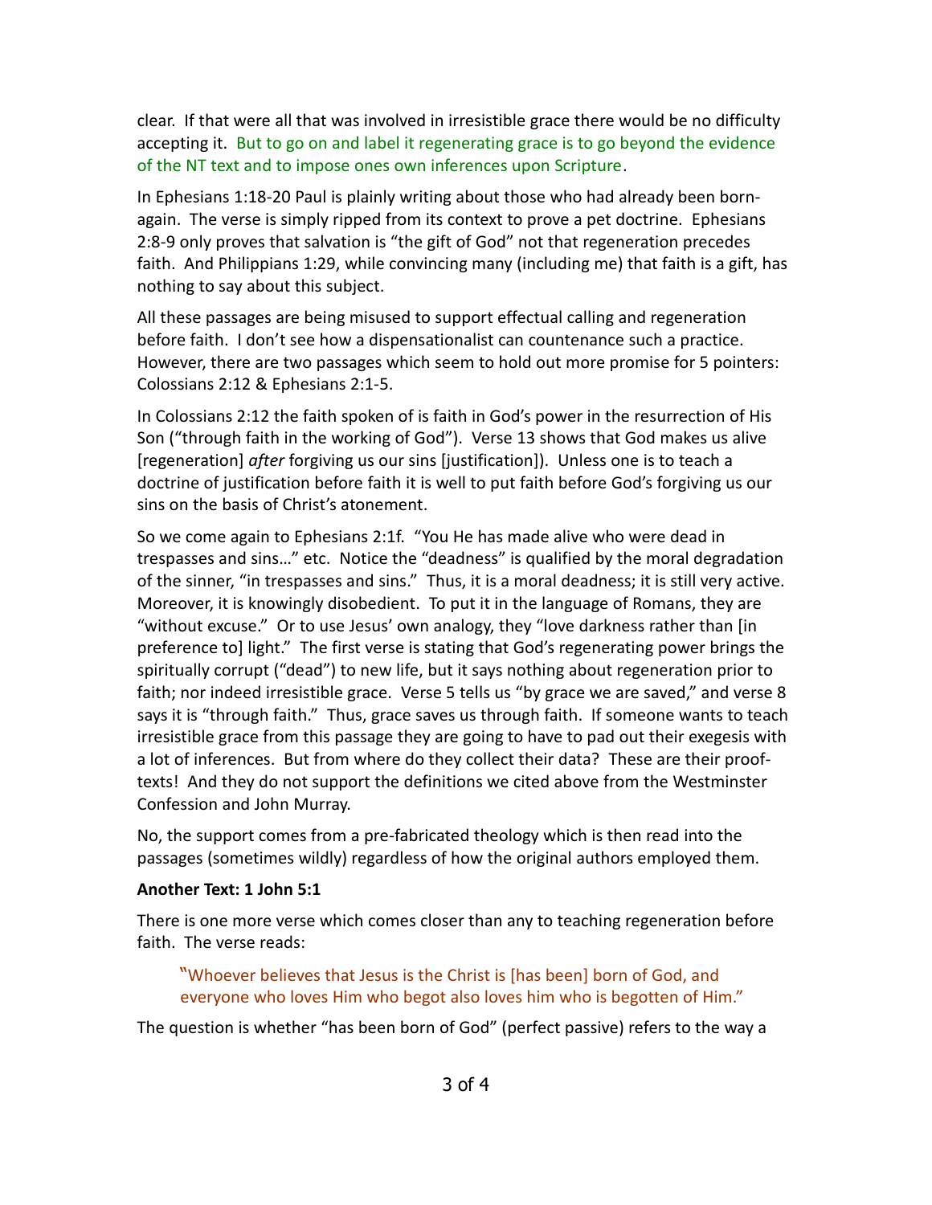clear. If that were all that was involved in irresistible grace there would be no difficulty accepting it. But to go on and label it regenerating grace is to go beyond the evidence of the NT text and to impose ones own inferences upon Scripture.

In Ephesians 1:18-20 Paul is plainly writing about those who had already been born-again. The verse is simply ripped from its context to prove a pet doctrine. Ephesians 2:8-9 only proves that salvation is "the gift of God" not that regeneration precedes faith. And Philippians 1:29, while convincing many (including me) that faith is a gift, has nothing to say about this subject.

All these passages are being misused to support effectual calling and regeneration before faith. I don't see how a dispensationalist can countenance such a practice. However, there are two passages which seem to hold out more promise for 5 pointers: Colossians 2:12 & Ephesians 2:1-5.

In Colossians 2:12 the faith spoken of is faith in God's power in the resurrection of His Son ("through faith in the working of God"). Verse 13 shows that God makes us alive [regeneration] *after* forgiving us our sins [justification]). Unless one is to teach a doctrine of justification before faith it is well to put faith before God's forgiving us our sins on the basis of Christ's atonement.

So we come again to Ephesians 2:1f. "You He has made alive who were dead in trespasses and sins…" etc. Notice the "deadness" is qualified by the moral degradation of the sinner, "in trespasses and sins." Thus, it is a moral deadness; it is still very active. Moreover, it is knowingly disobedient. To put it in the language of Romans, they are "without excuse." Or to use Jesus' own analogy, they "love darkness rather than [in preference to] light." The first verse is stating that God's regenerating power brings the spiritually corrupt ("dead") to new life, but it says nothing about regeneration prior to faith; nor indeed irresistible grace. Verse 5 tells us "by grace we are saved," and verse 8 says it is "through faith." Thus, grace saves us through faith. If someone wants to teach irresistible grace from this passage they are going to have to pad out their exegesis with a lot of inferences. But from where do they collect their data? These are their proof-texts! And they do not support the definitions we cited above from the Westminster Confession and John Murray.

No, the support comes from a pre-fabricated theology which is then read into the passages (sometimes wildly) regardless of how the original authors employed them.

**Another Text: 1 John 5:1**

There is one more verse which comes closer than any to teaching regeneration before faith. The verse reads:

> "Whoever believes that Jesus is the Christ is [has been] born of God, and everyone who loves Him who begot also loves him who is begotten of Him."

The question is whether "has been born of God" (perfect passive) refers to the way a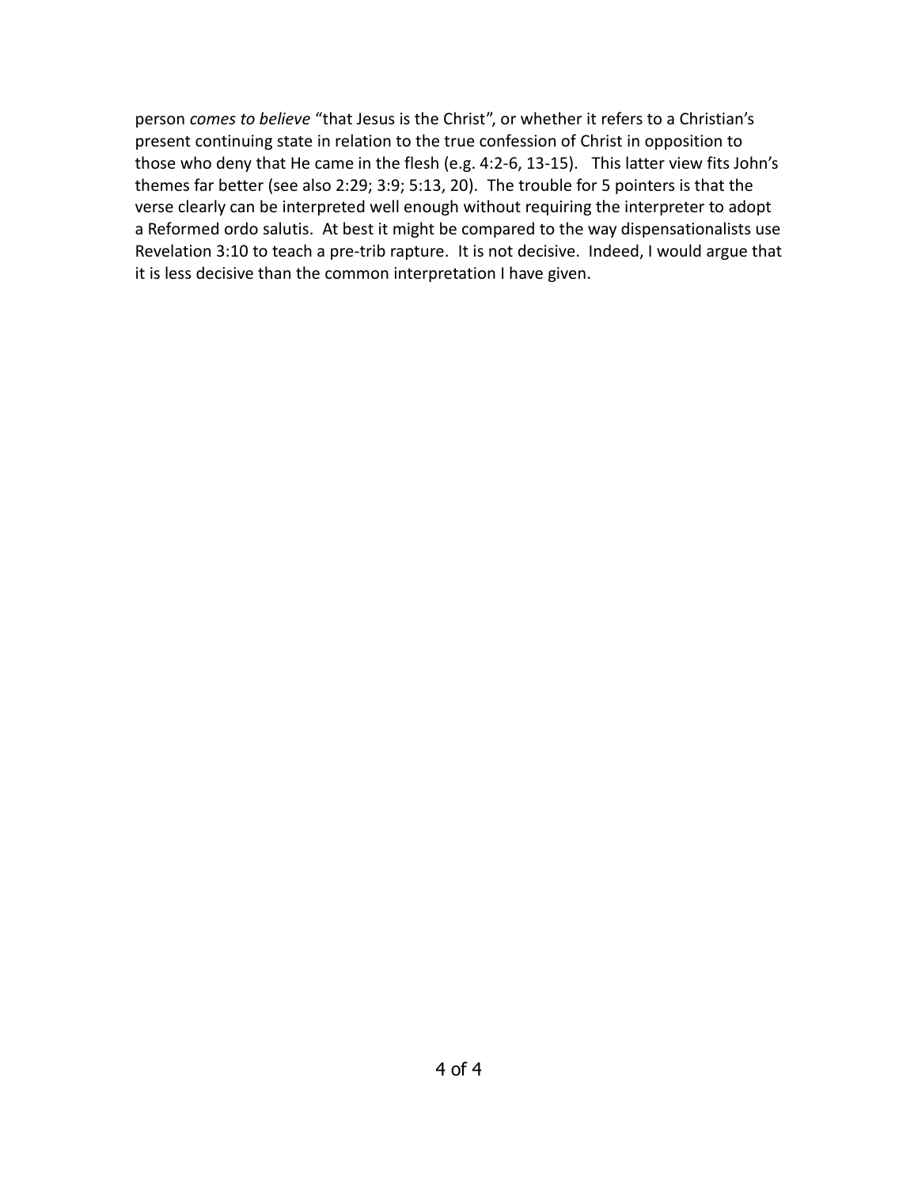person *comes to believe* “that Jesus is the Christ”, or whether it refers to a Christian’s present continuing state in relation to the true confession of Christ in opposition to those who deny that He came in the flesh (e.g. 4:2-6, 13-15). This latter view fits John’s themes far better (see also 2:29; 3:9; 5:13, 20). The trouble for 5 pointers is that the verse clearly can be interpreted well enough without requiring the interpreter to adopt a Reformed ordo salutis. At best it might be compared to the way dispensationalists use Revelation 3:10 to teach a pre-trib rapture. It is not decisive. Indeed, I would argue that it is less decisive than the common interpretation I have given.